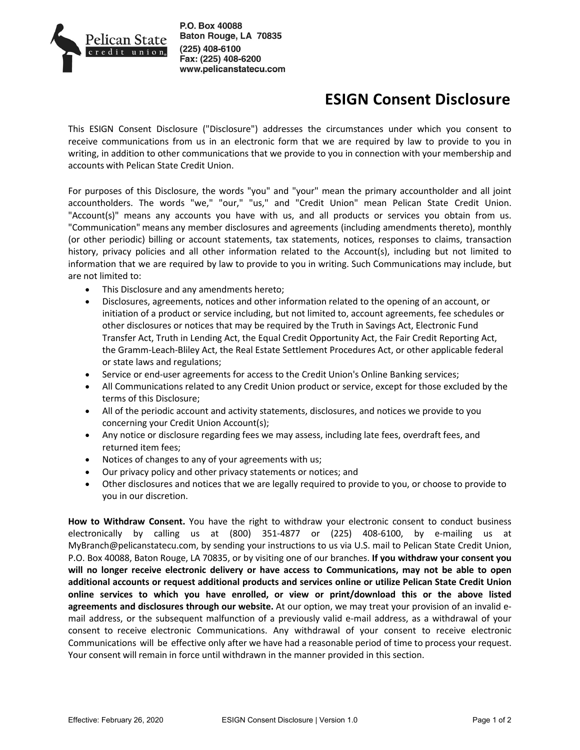P.O. Box 40088
Baton Rouge, LA 70835
(225) 408-6100
Fax: (225) 408-6200
www.pelicanstatecu.com

# ESIGN Consent Disclosure

This ESIGN Consent Disclosure ("Disclosure") addresses the circumstances under which you consent to receive communications from us in an electronic form that we are required by law to provide to you in writing, in addition to other communications that we provide to you in connection with your membership and accounts with Pelican State Credit Union.

For purposes of this Disclosure, the words "you" and "your" mean the primary accountholder and all joint accountholders. The words "we," "our," "us," and "Credit Union" mean Pelican State Credit Union. "Account(s)" means any accounts you have with us, and all products or services you obtain from us. "Communication" means any member disclosures and agreements (including amendments thereto), monthly (or other periodic) billing or account statements, tax statements, notices, responses to claims, transaction history, privacy policies and all other information related to the Account(s), including but not limited to information that we are required by law to provide to you in writing. Such Communications may include, but are not limited to:

- This Disclosure and any amendments hereto;
- Disclosures, agreements, notices and other information related to the opening of an account, or initiation of a product or service including, but not limited to, account agreements, fee schedules or other disclosures or notices that may be required by the Truth in Savings Act, Electronic Fund Transfer Act, Truth in Lending Act, the Equal Credit Opportunity Act, the Fair Credit Reporting Act, the Gramm-Leach-Bliley Act, the Real Estate Settlement Procedures Act, or other applicable federal or state laws and regulations;
- Service or end-user agreements for access to the Credit Union's Online Banking services;
- All Communications related to any Credit Union product or service, except for those excluded by the terms of this Disclosure;
- All of the periodic account and activity statements, disclosures, and notices we provide to you concerning your Credit Union Account(s);
- Any notice or disclosure regarding fees we may assess, including late fees, overdraft fees, and returned item fees;
- Notices of changes to any of your agreements with us;
- Our privacy policy and other privacy statements or notices; and
- Other disclosures and notices that we are legally required to provide to you, or choose to provide to you in our discretion.

**How to Withdraw Consent.** You have the right to withdraw your electronic consent to conduct business electronically by calling us at (800) 351-4877 or (225) 408-6100, by e-mailing us at MyBranch@pelicanstatecu.com, by sending your instructions to us via U.S. mail to Pelican State Credit Union, P.O. Box 40088, Baton Rouge, LA 70835, or by visiting one of our branches. **If you withdraw your consent you will no longer receive electronic delivery or have access to Communications, may not be able to open additional accounts or request additional products and services online or utilize Pelican State Credit Union online services to which you have enrolled, or view or print/download this or the above listed agreements and disclosures through our website.** At our option, we may treat your provision of an invalid e-mail address, or the subsequent malfunction of a previously valid e-mail address, as a withdrawal of your consent to receive electronic Communications. Any withdrawal of your consent to receive electronic Communications will be effective only after we have had a reasonable period of time to process your request. Your consent will remain in force until withdrawn in the manner provided in this section.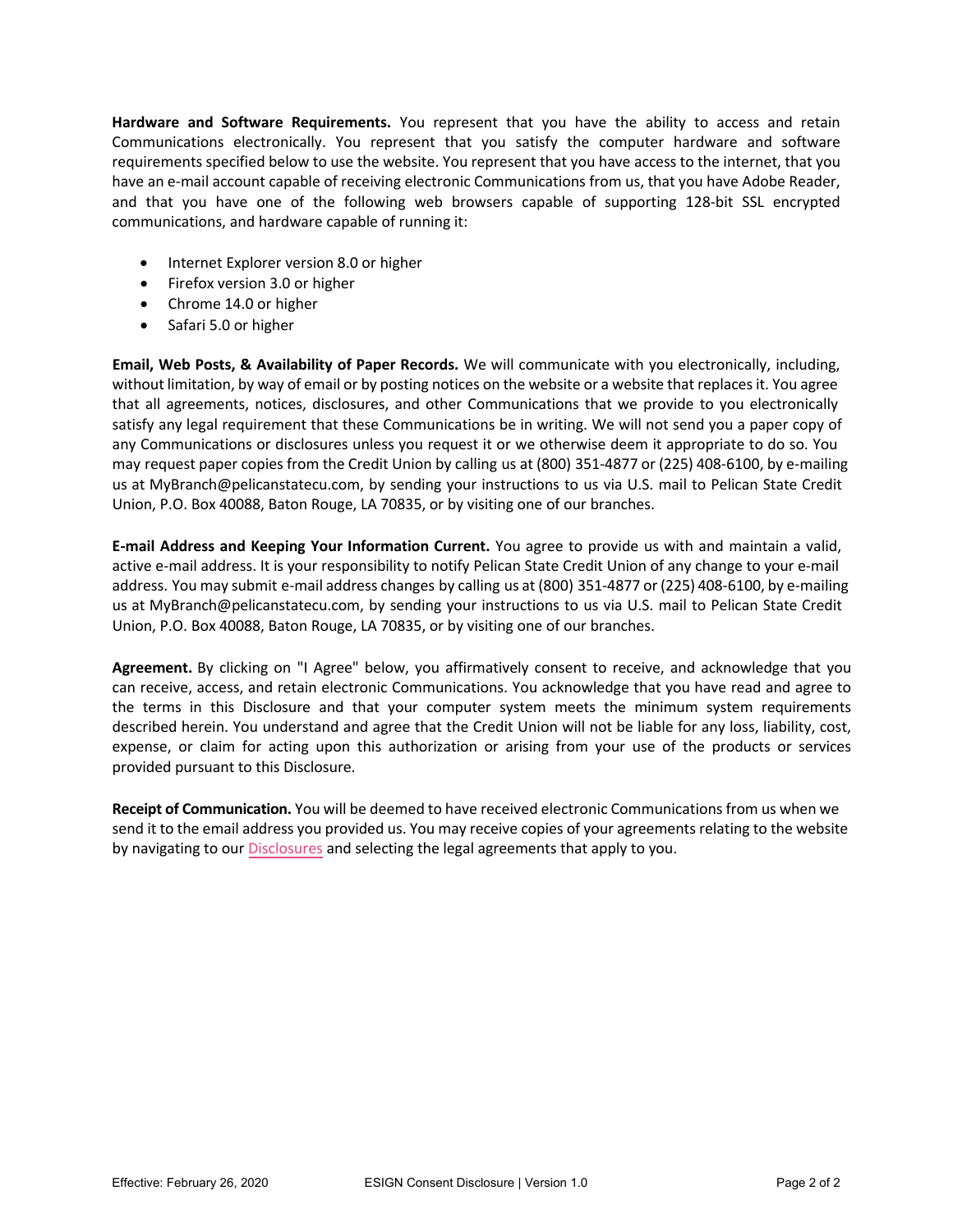**Hardware and Software Requirements.** You represent that you have the ability to access and retain Communications electronically. You represent that you satisfy the computer hardware and software requirements specified below to use the website. You represent that you have access to the internet, that you have an e-mail account capable of receiving electronic Communications from us, that you have Adobe Reader, and that you have one of the following web browsers capable of supporting 128-bit SSL encrypted communications, and hardware capable of running it:

- Internet Explorer version 8.0 or higher
- Firefox version 3.0 or higher
- Chrome 14.0 or higher
- Safari 5.0 or higher

**Email, Web Posts, & Availability of Paper Records.** We will communicate with you electronically, including, without limitation, by way of email or by posting notices on the website or a website that replaces it. You agree that all agreements, notices, disclosures, and other Communications that we provide to you electronically satisfy any legal requirement that these Communications be in writing. We will not send you a paper copy of any Communications or disclosures unless you request it or we otherwise deem it appropriate to do so. You may request paper copies from the Credit Union by calling us at (800) 351-4877 or (225) 408-6100, by e-mailing us at MyBranch@pelicanstatecu.com, by sending your instructions to us via U.S. mail to Pelican State Credit Union, P.O. Box 40088, Baton Rouge, LA 70835, or by visiting one of our branches.

**E-mail Address and Keeping Your Information Current.** You agree to provide us with and maintain a valid, active e-mail address. It is your responsibility to notify Pelican State Credit Union of any change to your e-mail address. You may submit e-mail address changes by calling us at (800) 351-4877 or (225) 408-6100, by e-mailing us at MyBranch@pelicanstatecu.com, by sending your instructions to us via U.S. mail to Pelican State Credit Union, P.O. Box 40088, Baton Rouge, LA 70835, or by visiting one of our branches.

**Agreement.** By clicking on "I Agree" below, you affirmatively consent to receive, and acknowledge that you can receive, access, and retain electronic Communications. You acknowledge that you have read and agree to the terms in this Disclosure and that your computer system meets the minimum system requirements described herein. You understand and agree that the Credit Union will not be liable for any loss, liability, cost, expense, or claim for acting upon this authorization or arising from your use of the products or services provided pursuant to this Disclosure.

**Receipt of Communication.** You will be deemed to have received electronic Communications from us when we send it to the email address you provided us. You may receive copies of your agreements relating to the website by navigating to our Disclosures and selecting the legal agreements that apply to you.